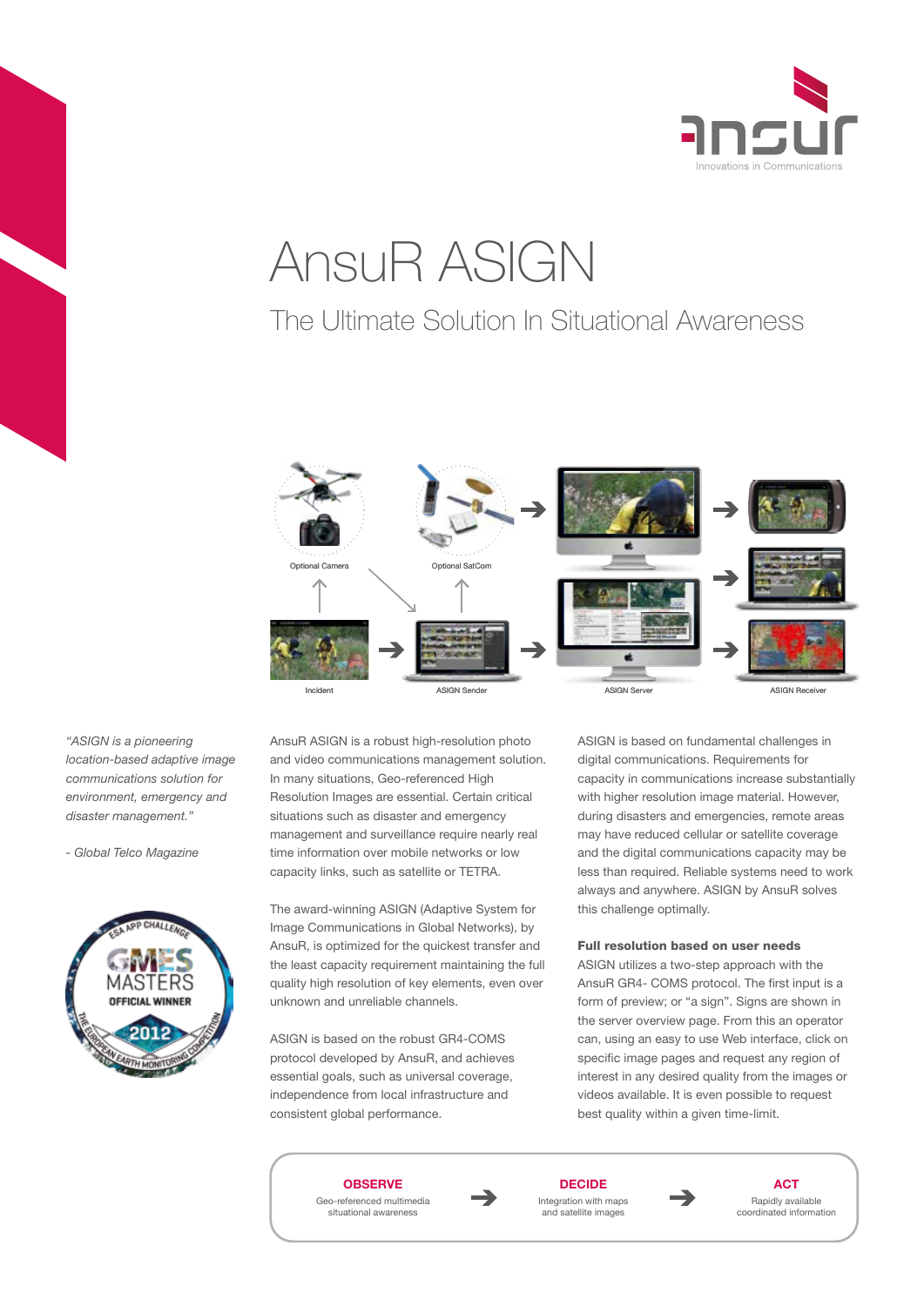# AnsuR ASIGN

## The Ultimate Solution In Situational Awareness

Optional Camera

Optional SatCom

Incident

ASIGN Sender

ASIGN Server

ASIGN Receiver

*"ASIGN is a pioneering location-based adaptive image communications solution for environment, emergency and disaster management."*

*- Global Telco Magazine*

ESA APP CHALLENGE GMES MASTERS OFFICIAL WINNER 2012 THE EUROPEAN EARTH MONITORING COMPETITION

AnsuR ASIGN is a robust high-resolution photo and video communications management solution. In many situations, Geo-referenced High Resolution Images are essential. Certain critical situations such as disaster and emergency management and surveillance require nearly real time information over mobile networks or low capacity links, such as satellite or TETRA.

The award-winning ASIGN (Adaptive System for Image Communications in Global Networks), by AnsuR, is optimized for the quickest transfer and the least capacity requirement maintaining the full quality high resolution of key elements, even over unknown and unreliable channels.

ASIGN is based on the robust GR4-COMS protocol developed by AnsuR, and achieves essential goals, such as universal coverage, independence from local infrastructure and consistent global performance.

ASIGN is based on fundamental challenges in digital communications. Requirements for capacity in communications increase substantially with higher resolution image material. However, during disasters and emergencies, remote areas may have reduced cellular or satellite coverage and the digital communications capacity may be less than required. Reliable systems need to work always and anywhere. ASIGN by AnsuR solves this challenge optimally.

**Full resolution based on user needs**

ASIGN utilizes a two-step approach with the AnsuR GR4- COMS protocol. The first input is a form of preview; or "a sign". Signs are shown in the server overview page. From this an operator can, using an easy to use Web interface, click on specific image pages and request any region of interest in any desired quality from the images or videos available. It is even possible to request best quality within a given time-limit.

**OBSERVE** Geo-referenced multimedia situational awareness → **DECIDE** Integration with maps and satellite images → **ACT** Rapidly available coordinated information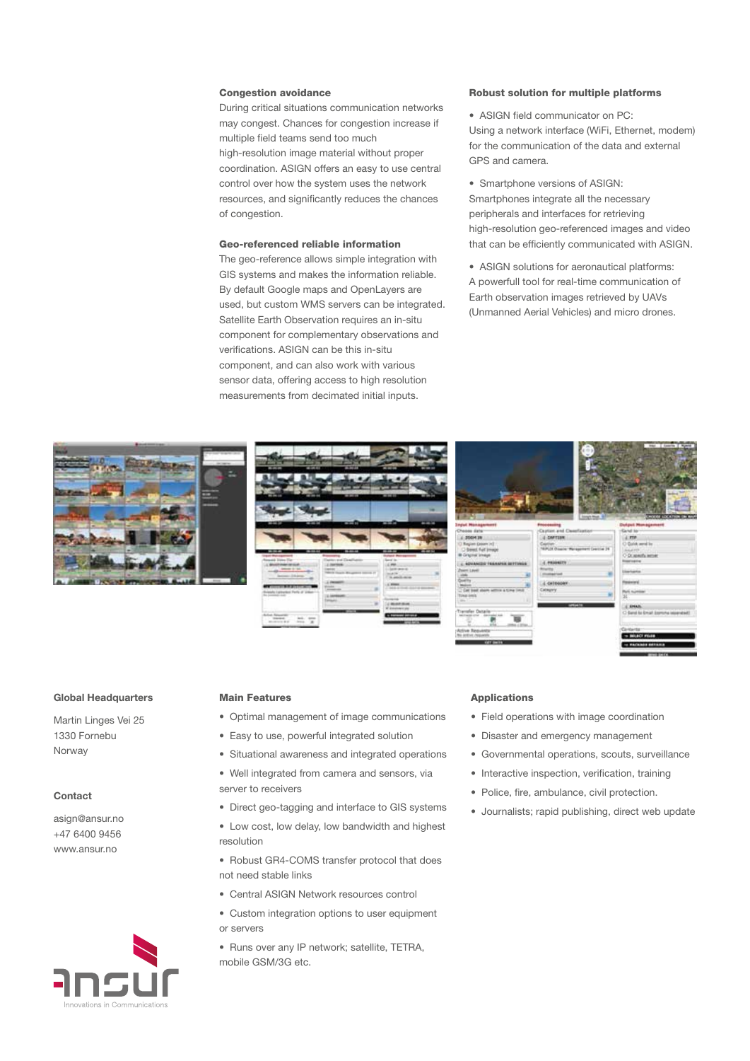### Congestion avoidance

During critical situations communication networks may congest. Chances for congestion increase if multiple field teams send too much high-resolution image material without proper coordination. ASIGN offers an easy to use central control over how the system uses the network resources, and significantly reduces the chances of congestion.

### Geo-referenced reliable information

The geo-reference allows simple integration with GIS systems and makes the information reliable. By default Google maps and OpenLayers are used, but custom WMS servers can be integrated. Satellite Earth Observation requires an in-situ component for complementary observations and verifications. ASIGN can be this in-situ component, and can also work with various sensor data, offering access to high resolution measurements from decimated initial inputs.

### Robust solution for multiple platforms

- ASIGN field communicator on PC:
Using a network interface (WiFi, Ethernet, modem) for the communication of the data and external GPS and camera.

- Smartphone versions of ASIGN:
Smartphones integrate all the necessary peripherals and interfaces for retrieving high-resolution geo-referenced images and video that can be efficiently communicated with ASIGN.

- ASIGN solutions for aeronautical platforms:
A powerfull tool for real-time communication of Earth observation images retrieved by UAVs (Unmanned Aerial Vehicles) and micro drones.

### Global Headquarters

Martin Linges Vei 25
1330 Fornebu
Norway

### Contact

asign@ansur.no
+47 6400 9456
www.ansur.no

### Main Features

- Optimal management of image communications
- Easy to use, powerful integrated solution
- Situational awareness and integrated operations
- Well integrated from camera and sensors, via server to receivers
- Direct geo-tagging and interface to GIS systems
- Low cost, low delay, low bandwidth and highest resolution
- Robust GR4-COMS transfer protocol that does not need stable links
- Central ASIGN Network resources control
- Custom integration options to user equipment or servers
- Runs over any IP network; satellite, TETRA, mobile GSM/3G etc.

### Applications

- Field operations with image coordination
- Disaster and emergency management
- Governmental operations, scouts, surveillance
- Interactive inspection, verification, training
- Police, fire, ambulance, civil protection.
- Journalists; rapid publishing, direct web update

ansur
Innovations in Communications